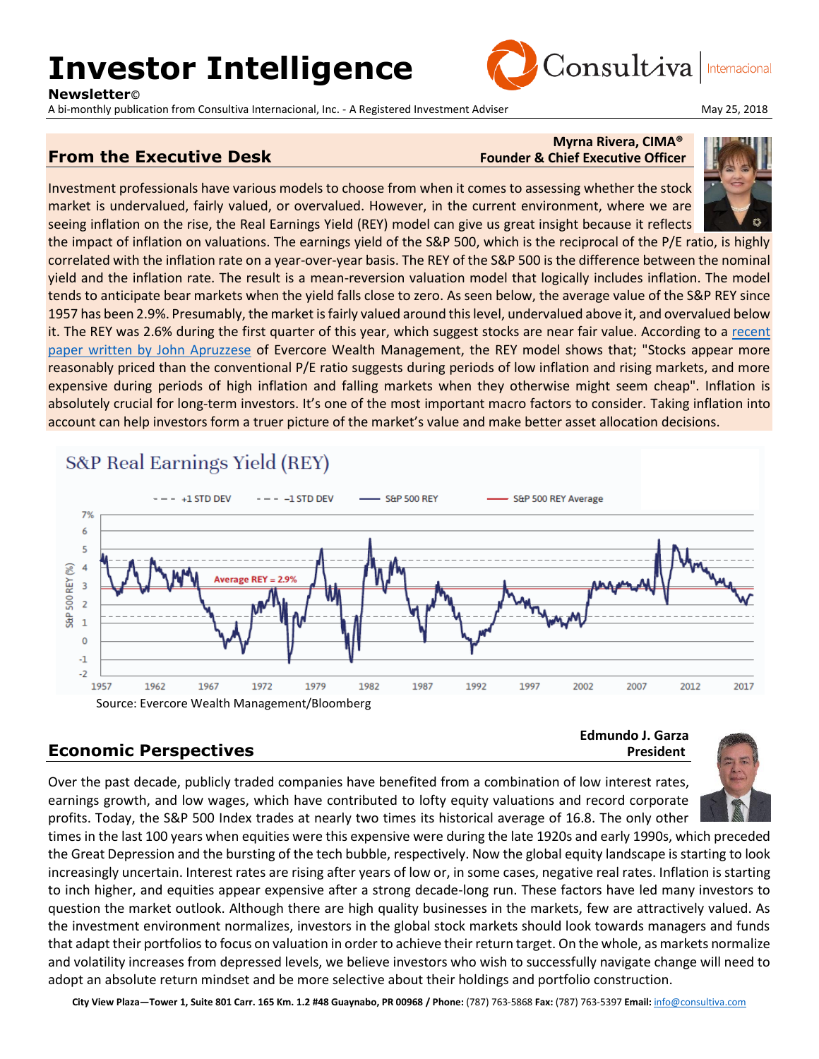# Investor Intelligence

**Newsletter©**

A bi-monthly publication from Consultiva Internacional, Inc. - A Registered Investment Adviser

May 25, 2018

## From the Executive Desk

**Myrna Rivera, CIMA®**
**Founder & Chief Executive Officer**

Investment professionals have various models to choose from when it comes to assessing whether the stock market is undervalued, fairly valued, or overvalued. However, in the current environment, where we are seeing inflation on the rise, the Real Earnings Yield (REY) model can give us great insight because it reflects the impact of inflation on valuations. The earnings yield of the S&P 500, which is the reciprocal of the P/E ratio, is highly correlated with the inflation rate on a year-over-year basis. The REY of the S&P 500 is the difference between the nominal yield and the inflation rate. The result is a mean-reversion valuation model that logically includes inflation. The model tends to anticipate bear markets when the yield falls close to zero. As seen below, the average value of the S&P REY since 1957 has been 2.9%. Presumably, the market is fairly valued around this level, undervalued above it, and overvalued below it. The REY was 2.6% during the first quarter of this year, which suggest stocks are near fair value. According to a recent paper written by John Apruzzese of Evercore Wealth Management, the REY model shows that; "Stocks appear more reasonably priced than the conventional P/E ratio suggests during periods of low inflation and rising markets, and more expensive during periods of high inflation and falling markets when they otherwise might seem cheap". Inflation is absolutely crucial for long-term investors. It's one of the most important macro factors to consider. Taking inflation into account can help investors form a truer picture of the market's value and make better asset allocation decisions.

S&P Real Earnings Yield (REY)

Source: Evercore Wealth Management/Bloomberg

## Economic Perspectives

**Edmundo J. Garza**
**President**

Over the past decade, publicly traded companies have benefited from a combination of low interest rates, earnings growth, and low wages, which have contributed to lofty equity valuations and record corporate profits. Today, the S&P 500 Index trades at nearly two times its historical average of 16.8. The only other times in the last 100 years when equities were this expensive were during the late 1920s and early 1990s, which preceded the Great Depression and the bursting of the tech bubble, respectively. Now the global equity landscape is starting to look increasingly uncertain. Interest rates are rising after years of low or, in some cases, negative real rates. Inflation is starting to inch higher, and equities appear expensive after a strong decade-long run. These factors have led many investors to question the market outlook. Although there are high quality businesses in the markets, few are attractively valued. As the investment environment normalizes, investors in the global stock markets should look towards managers and funds that adapt their portfolios to focus on valuation in order to achieve their return target. On the whole, as markets normalize and volatility increases from depressed levels, we believe investors who wish to successfully navigate change will need to adopt an absolute return mindset and be more selective about their holdings and portfolio construction.

City View Plaza—Tower 1, Suite 801 Carr. 165 Km. 1.2 #48 Guaynabo, PR 00968 / **Phone:** (787) 763-5868 **Fax:** (787) 763-5397 **Email:** info@consultiva.com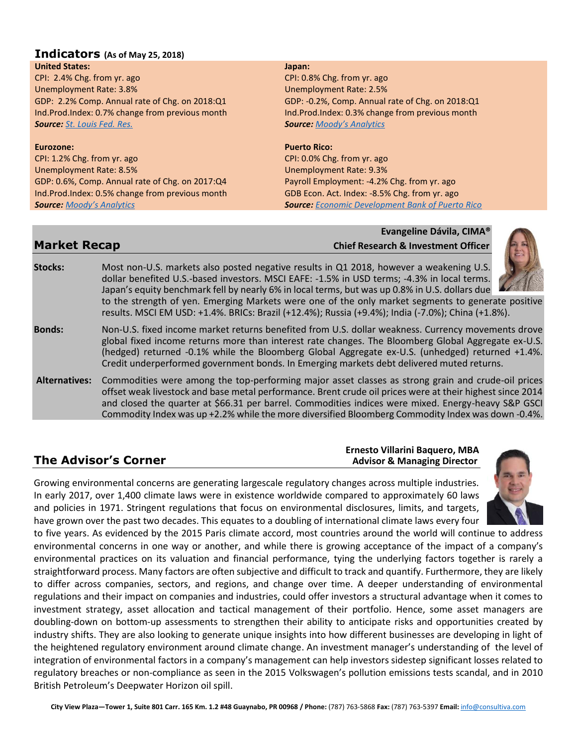## Indicators (As of May 25, 2018)

**United States:**
CPI: 2.4% Chg. from yr. ago
Unemployment Rate: 3.8%
GDP: 2.2% Comp. Annual rate of Chg. on 2018:Q1
Ind.Prod.Index: 0.7% change from previous month
***Source:*** *St. Louis Fed. Res.*

**Eurozone:**
CPI: 1.2% Chg. from yr. ago
Unemployment Rate: 8.5%
GDP: 0.6%, Comp. Annual rate of Chg. on 2017:Q4
Ind.Prod.Index: 0.5% change from previous month
***Source:*** *Moody's Analytics*

**Japan:**
CPI: 0.8% Chg. from yr. ago
Unemployment Rate: 2.5%
GDP: -0.2%, Comp. Annual rate of Chg. on 2018:Q1
Ind.Prod.Index: 0.3% change from previous month
***Source:*** *Moody's Analytics*

**Puerto Rico:**
CPI: 0.0% Chg. from yr. ago
Unemployment Rate: 9.3%
Payroll Employment: -4.2% Chg. from yr. ago
GDB Econ. Act. Index: -8.5% Chg. from yr. ago
***Source:*** *Economic Development Bank of Puerto Rico*

## Market Recap

**Evangeline Dávila, CIMA®**
**Chief Research & Investment Officer**

**Stocks:** Most non-U.S. markets also posted negative results in Q1 2018, however a weakening U.S. dollar benefited U.S.-based investors. MSCI EAFE: -1.5% in USD terms; -4.3% in local terms. Japan's equity benchmark fell by nearly 6% in local terms, but was up 0.8% in U.S. dollars due to the strength of yen. Emerging Markets were one of the only market segments to generate positive results. MSCI EM USD: +1.4%. BRICs: Brazil (+12.4%); Russia (+9.4%); India (-7.0%); China (+1.8%).

**Bonds:** Non-U.S. fixed income market returns benefited from U.S. dollar weakness. Currency movements drove global fixed income returns more than interest rate changes. The Bloomberg Global Aggregate ex-U.S. (hedged) returned -0.1% while the Bloomberg Global Aggregate ex-U.S. (unhedged) returned +1.4%. Credit underperformed government bonds. In Emerging markets debt delivered muted returns.

**Alternatives:** Commodities were among the top-performing major asset classes as strong grain and crude-oil prices offset weak livestock and base metal performance. Brent crude oil prices were at their highest since 2014 and closed the quarter at $66.31 per barrel. Commodities indices were mixed. Energy-heavy S&P GSCI Commodity Index was up +2.2% while the more diversified Bloomberg Commodity Index was down -0.4%.

## The Advisor's Corner

**Ernesto Villarini Baquero, MBA**
**Advisor & Managing Director**

Growing environmental concerns are generating largescale regulatory changes across multiple industries. In early 2017, over 1,400 climate laws were in existence worldwide compared to approximately 60 laws and policies in 1971. Stringent regulations that focus on environmental disclosures, limits, and targets, have grown over the past two decades. This equates to a doubling of international climate laws every four to five years. As evidenced by the 2015 Paris climate accord, most countries around the world will continue to address environmental concerns in one way or another, and while there is growing acceptance of the impact of a company's environmental practices on its valuation and financial performance, tying the underlying factors together is rarely a straightforward process. Many factors are often subjective and difficult to track and quantify. Furthermore, they are likely to differ across companies, sectors, and regions, and change over time. A deeper understanding of environmental regulations and their impact on companies and industries, could offer investors a structural advantage when it comes to investment strategy, asset allocation and tactical management of their portfolio. Hence, some asset managers are doubling-down on bottom-up assessments to strengthen their ability to anticipate risks and opportunities created by industry shifts. They are also looking to generate unique insights into how different businesses are developing in light of the heightened regulatory environment around climate change. An investment manager's understanding of the level of integration of environmental factors in a company's management can help investors sidestep significant losses related to regulatory breaches or non-compliance as seen in the 2015 Volkswagen's pollution emissions tests scandal, and in 2010 British Petroleum's Deepwater Horizon oil spill.

City View Plaza—Tower 1, Suite 801 Carr. 165 Km. 1.2 #48 Guaynabo, PR 00968 / **Phone:** (787) 763-5868 **Fax:** (787) 763-5397 **Email:** info@consultiva.com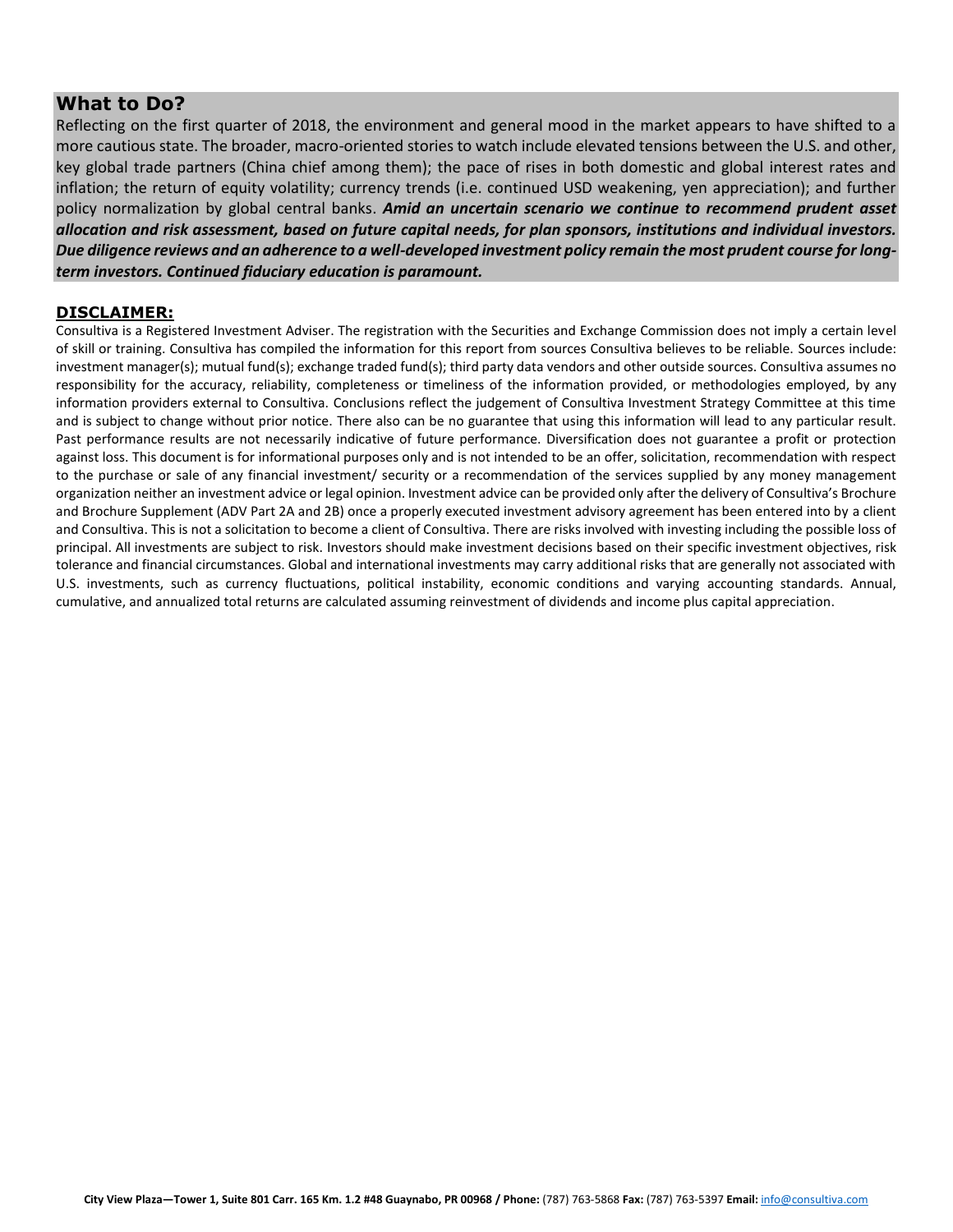## What to Do?

Reflecting on the first quarter of 2018, the environment and general mood in the market appears to have shifted to a more cautious state. The broader, macro-oriented stories to watch include elevated tensions between the U.S. and other, key global trade partners (China chief among them); the pace of rises in both domestic and global interest rates and inflation; the return of equity volatility; currency trends (i.e. continued USD weakening, yen appreciation); and further policy normalization by global central banks. ***Amid an uncertain scenario we continue to recommend prudent asset allocation and risk assessment, based on future capital needs, for plan sponsors, institutions and individual investors. Due diligence reviews and an adherence to a well-developed investment policy remain the most prudent course for long-term investors. Continued fiduciary education is paramount.***

## DISCLAIMER:

Consultiva is a Registered Investment Adviser. The registration with the Securities and Exchange Commission does not imply a certain level of skill or training. Consultiva has compiled the information for this report from sources Consultiva believes to be reliable. Sources include: investment manager(s); mutual fund(s); exchange traded fund(s); third party data vendors and other outside sources. Consultiva assumes no responsibility for the accuracy, reliability, completeness or timeliness of the information provided, or methodologies employed, by any information providers external to Consultiva. Conclusions reflect the judgement of Consultiva Investment Strategy Committee at this time and is subject to change without prior notice. There also can be no guarantee that using this information will lead to any particular result. Past performance results are not necessarily indicative of future performance. Diversification does not guarantee a profit or protection against loss. This document is for informational purposes only and is not intended to be an offer, solicitation, recommendation with respect to the purchase or sale of any financial investment/ security or a recommendation of the services supplied by any money management organization neither an investment advice or legal opinion. Investment advice can be provided only after the delivery of Consultiva's Brochure and Brochure Supplement (ADV Part 2A and 2B) once a properly executed investment advisory agreement has been entered into by a client and Consultiva. This is not a solicitation to become a client of Consultiva. There are risks involved with investing including the possible loss of principal. All investments are subject to risk. Investors should make investment decisions based on their specific investment objectives, risk tolerance and financial circumstances. Global and international investments may carry additional risks that are generally not associated with U.S. investments, such as currency fluctuations, political instability, economic conditions and varying accounting standards. Annual, cumulative, and annualized total returns are calculated assuming reinvestment of dividends and income plus capital appreciation.

**City View Plaza—Tower 1, Suite 801 Carr. 165 Km. 1.2 #48 Guaynabo, PR 00968 / Phone:** (787) 763-5868 **Fax:** (787) 763-5397 **Email:** info@consultiva.com